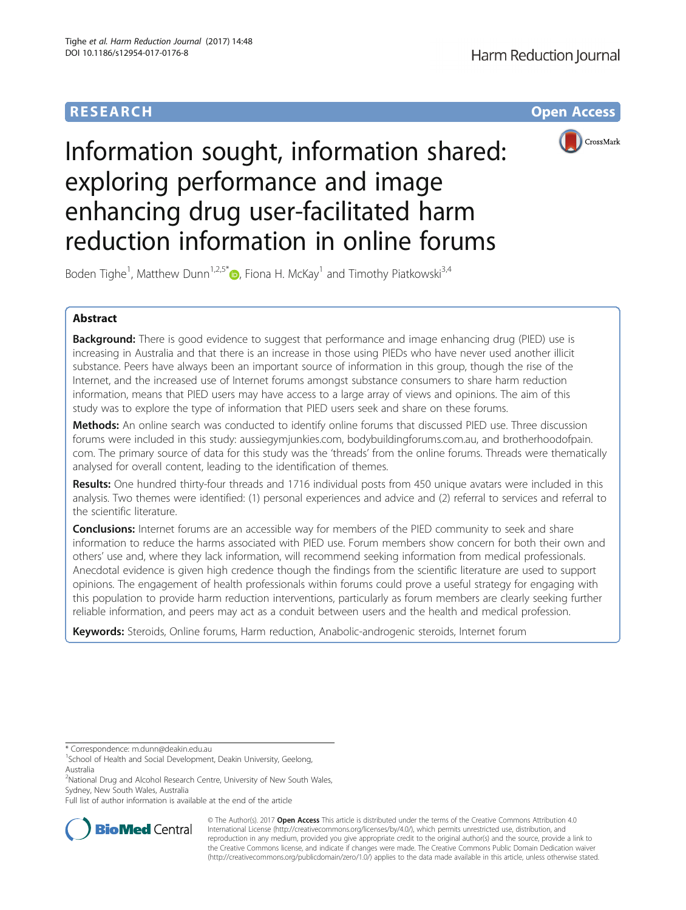RESEARCH Open Access

# Information sought, information shared: exploring performance and image enhancing drug user-facilitated harm reduction information in online forums

Boden Tighe[1], Matthew Dunn[1,2,5*], Fiona H. McKay[1] and Timothy Piatkowski[3,4]

## Abstract

**Background:** There is good evidence to suggest that performance and image enhancing drug (PIED) use is increasing in Australia and that there is an increase in those using PIEDs who have never used another illicit substance. Peers have always been an important source of information in this group, though the rise of the Internet, and the increased use of Internet forums amongst substance consumers to share harm reduction information, means that PIED users may have access to a large array of views and opinions. The aim of this study was to explore the type of information that PIED users seek and share on these forums.

**Methods:** An online search was conducted to identify online forums that discussed PIED use. Three discussion forums were included in this study: aussiegymjunkies.com, bodybuildingforums.com.au, and brotherhoodofpain.com. The primary source of data for this study was the 'threads' from the online forums. Threads were thematically analysed for overall content, leading to the identification of themes.

**Results:** One hundred thirty-four threads and 1716 individual posts from 450 unique avatars were included in this analysis. Two themes were identified: (1) personal experiences and advice and (2) referral to services and referral to the scientific literature.

**Conclusions:** Internet forums are an accessible way for members of the PIED community to seek and share information to reduce the harms associated with PIED use. Forum members show concern for both their own and others' use and, where they lack information, will recommend seeking information from medical professionals. Anecdotal evidence is given high credence though the findings from the scientific literature are used to support opinions. The engagement of health professionals within forums could prove a useful strategy for engaging with this population to provide harm reduction interventions, particularly as forum members are clearly seeking further reliable information, and peers may act as a conduit between users and the health and medical profession.

**Keywords:** Steroids, Online forums, Harm reduction, Anabolic-androgenic steroids, Internet forum

---

\* Correspondence: m.dunn@deakin.edu.au
[1]School of Health and Social Development, Deakin University, Geelong, Australia
[2]National Drug and Alcohol Research Centre, University of New South Wales, Sydney, New South Wales, Australia
Full list of author information is available at the end of the article

© The Author(s). 2017 **Open Access** This article is distributed under the terms of the Creative Commons Attribution 4.0 International License (http://creativecommons.org/licenses/by/4.0/), which permits unrestricted use, distribution, and reproduction in any medium, provided you give appropriate credit to the original author(s) and the source, provide a link to the Creative Commons license, and indicate if changes were made. The Creative Commons Public Domain Dedication waiver (http://creativecommons.org/publicdomain/zero/1.0/) applies to the data made available in this article, unless otherwise stated.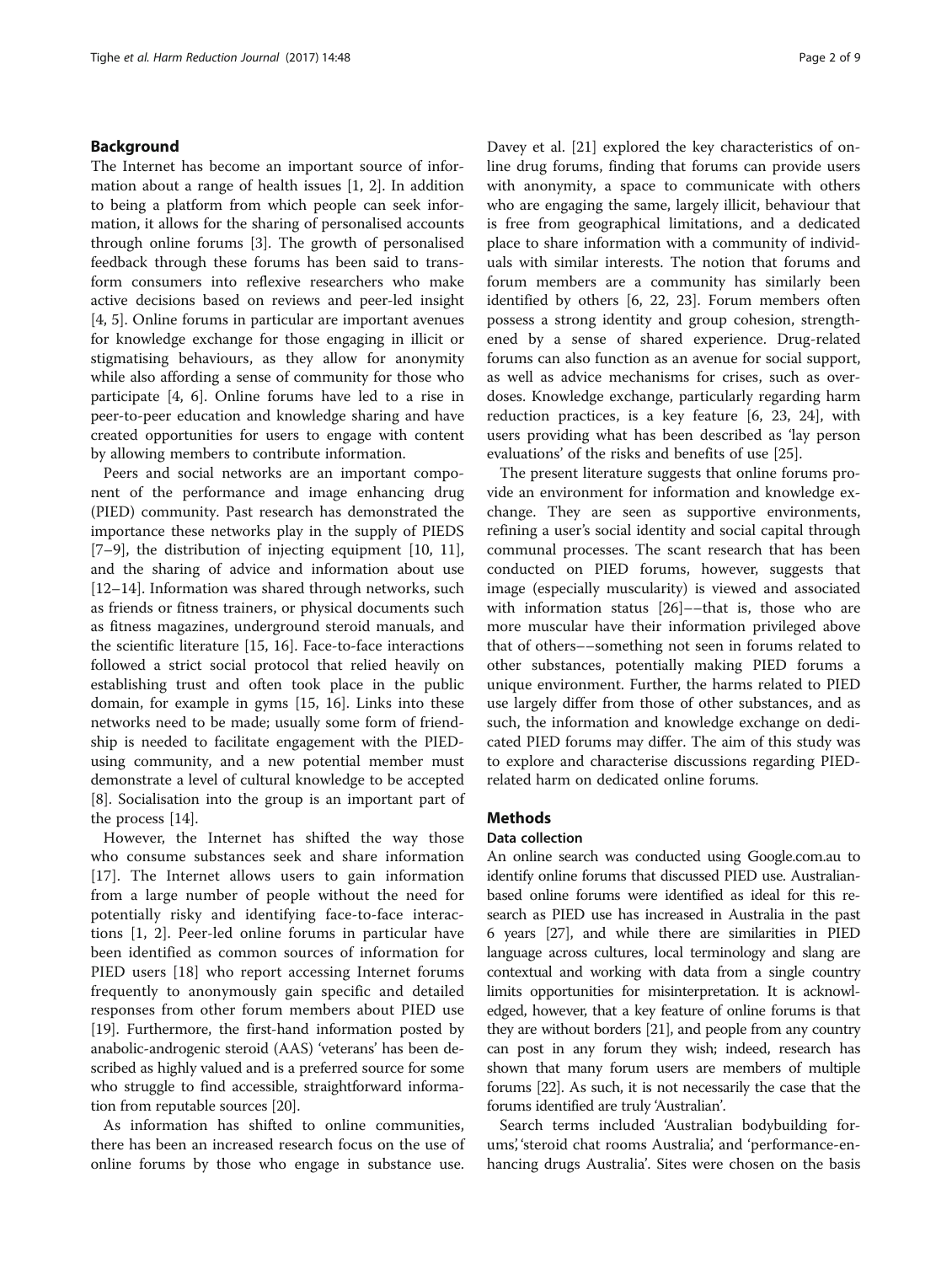## Background

The Internet has become an important source of information about a range of health issues [1, 2]. In addition to being a platform from which people can seek information, it allows for the sharing of personalised accounts through online forums [3]. The growth of personalised feedback through these forums has been said to transform consumers into reflexive researchers who make active decisions based on reviews and peer-led insight [4, 5]. Online forums in particular are important avenues for knowledge exchange for those engaging in illicit or stigmatising behaviours, as they allow for anonymity while also affording a sense of community for those who participate [4, 6]. Online forums have led to a rise in peer-to-peer education and knowledge sharing and have created opportunities for users to engage with content by allowing members to contribute information.

Peers and social networks are an important component of the performance and image enhancing drug (PIED) community. Past research has demonstrated the importance these networks play in the supply of PIEDS [7–9], the distribution of injecting equipment [10, 11], and the sharing of advice and information about use [12–14]. Information was shared through networks, such as friends or fitness trainers, or physical documents such as fitness magazines, underground steroid manuals, and the scientific literature [15, 16]. Face-to-face interactions followed a strict social protocol that relied heavily on establishing trust and often took place in the public domain, for example in gyms [15, 16]. Links into these networks need to be made; usually some form of friendship is needed to facilitate engagement with the PIED-using community, and a new potential member must demonstrate a level of cultural knowledge to be accepted [8]. Socialisation into the group is an important part of the process [14].

However, the Internet has shifted the way those who consume substances seek and share information [17]. The Internet allows users to gain information from a large number of people without the need for potentially risky and identifying face-to-face interactions [1, 2]. Peer-led online forums in particular have been identified as common sources of information for PIED users [18] who report accessing Internet forums frequently to anonymously gain specific and detailed responses from other forum members about PIED use [19]. Furthermore, the first-hand information posted by anabolic-androgenic steroid (AAS) 'veterans' has been described as highly valued and is a preferred source for some who struggle to find accessible, straightforward information from reputable sources [20].

As information has shifted to online communities, there has been an increased research focus on the use of online forums by those who engage in substance use. Davey et al. [21] explored the key characteristics of online drug forums, finding that forums can provide users with anonymity, a space to communicate with others who are engaging the same, largely illicit, behaviour that is free from geographical limitations, and a dedicated place to share information with a community of individuals with similar interests. The notion that forums and forum members are a community has similarly been identified by others [6, 22, 23]. Forum members often possess a strong identity and group cohesion, strengthened by a sense of shared experience. Drug-related forums can also function as an avenue for social support, as well as advice mechanisms for crises, such as overdoses. Knowledge exchange, particularly regarding harm reduction practices, is a key feature [6, 23, 24], with users providing what has been described as 'lay person evaluations' of the risks and benefits of use [25].

The present literature suggests that online forums provide an environment for information and knowledge exchange. They are seen as supportive environments, refining a user's social identity and social capital through communal processes. The scant research that has been conducted on PIED forums, however, suggests that image (especially muscularity) is viewed and associated with information status [26]––that is, those who are more muscular have their information privileged above that of others––something not seen in forums related to other substances, potentially making PIED forums a unique environment. Further, the harms related to PIED use largely differ from those of other substances, and as such, the information and knowledge exchange on dedicated PIED forums may differ. The aim of this study was to explore and characterise discussions regarding PIED-related harm on dedicated online forums.

## Methods

### Data collection

An online search was conducted using Google.com.au to identify online forums that discussed PIED use. Australian-based online forums were identified as ideal for this research as PIED use has increased in Australia in the past 6 years [27], and while there are similarities in PIED language across cultures, local terminology and slang are contextual and working with data from a single country limits opportunities for misinterpretation. It is acknowledged, however, that a key feature of online forums is that they are without borders [21], and people from any country can post in any forum they wish; indeed, research has shown that many forum users are members of multiple forums [22]. As such, it is not necessarily the case that the forums identified are truly 'Australian'.

Search terms included 'Australian bodybuilding forums', 'steroid chat rooms Australia', and 'performance-enhancing drugs Australia'. Sites were chosen on the basis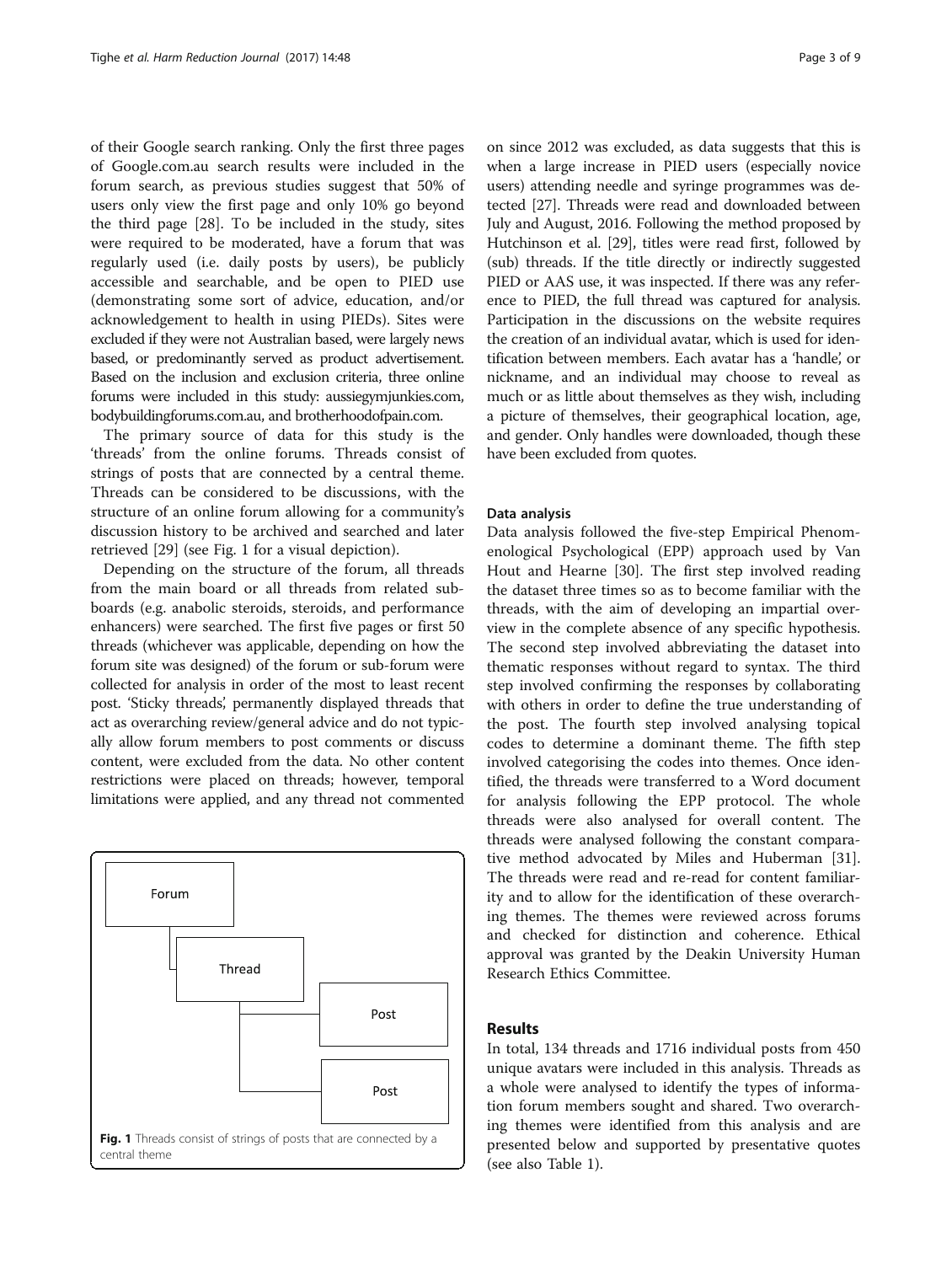of their Google search ranking. Only the first three pages of Google.com.au search results were included in the forum search, as previous studies suggest that 50% of users only view the first page and only 10% go beyond the third page [28]. To be included in the study, sites were required to be moderated, have a forum that was regularly used (i.e. daily posts by users), be publicly accessible and searchable, and be open to PIED use (demonstrating some sort of advice, education, and/or acknowledgement to health in using PIEDs). Sites were excluded if they were not Australian based, were largely news based, or predominantly served as product advertisement. Based on the inclusion and exclusion criteria, three online forums were included in this study: aussiegymjunkies.com, bodybuildingforums.com.au, and brotherhoodofpain.com.

The primary source of data for this study is the 'threads' from the online forums. Threads consist of strings of posts that are connected by a central theme. Threads can be considered to be discussions, with the structure of an online forum allowing for a community's discussion history to be archived and searched and later retrieved [29] (see Fig. 1 for a visual depiction).

Depending on the structure of the forum, all threads from the main board or all threads from related sub-boards (e.g. anabolic steroids, steroids, and performance enhancers) were searched. The first five pages or first 50 threads (whichever was applicable, depending on how the forum site was designed) of the forum or sub-forum were collected for analysis in order of the most to least recent post. 'Sticky threads', permanently displayed threads that act as overarching review/general advice and do not typically allow forum members to post comments or discuss content, were excluded from the data. No other content restrictions were placed on threads; however, temporal limitations were applied, and any thread not commented on since 2012 was excluded, as data suggests that this is when a large increase in PIED users (especially novice users) attending needle and syringe programmes was detected [27]. Threads were read and downloaded between July and August, 2016. Following the method proposed by Hutchinson et al. [29], titles were read first, followed by (sub) threads. If the title directly or indirectly suggested PIED or AAS use, it was inspected. If there was any reference to PIED, the full thread was captured for analysis. Participation in the discussions on the website requires the creation of an individual avatar, which is used for identification between members. Each avatar has a 'handle', or nickname, and an individual may choose to reveal as much or as little about themselves as they wish, including a picture of themselves, their geographical location, age, and gender. Only handles were downloaded, though these have been excluded from quotes.

Forum

Thread

Post

Post

**Fig. 1** Threads consist of strings of posts that are connected by a central theme

#### Data analysis

Data analysis followed the five-step Empirical Phenomenological Psychological (EPP) approach used by Van Hout and Hearne [30]. The first step involved reading the dataset three times so as to become familiar with the threads, with the aim of developing an impartial overview in the complete absence of any specific hypothesis. The second step involved abbreviating the dataset into thematic responses without regard to syntax. The third step involved confirming the responses by collaborating with others in order to define the true understanding of the post. The fourth step involved analysing topical codes to determine a dominant theme. The fifth step involved categorising the codes into themes. Once identified, the threads were transferred to a Word document for analysis following the EPP protocol. The whole threads were also analysed for overall content. The threads were analysed following the constant comparative method advocated by Miles and Huberman [31]. The threads were read and re-read for content familiarity and to allow for the identification of these overarching themes. The themes were reviewed across forums and checked for distinction and coherence. Ethical approval was granted by the Deakin University Human Research Ethics Committee.

## Results

In total, 134 threads and 1716 individual posts from 450 unique avatars were included in this analysis. Threads as a whole were analysed to identify the types of information forum members sought and shared. Two overarching themes were identified from this analysis and are presented below and supported by presentative quotes (see also Table 1).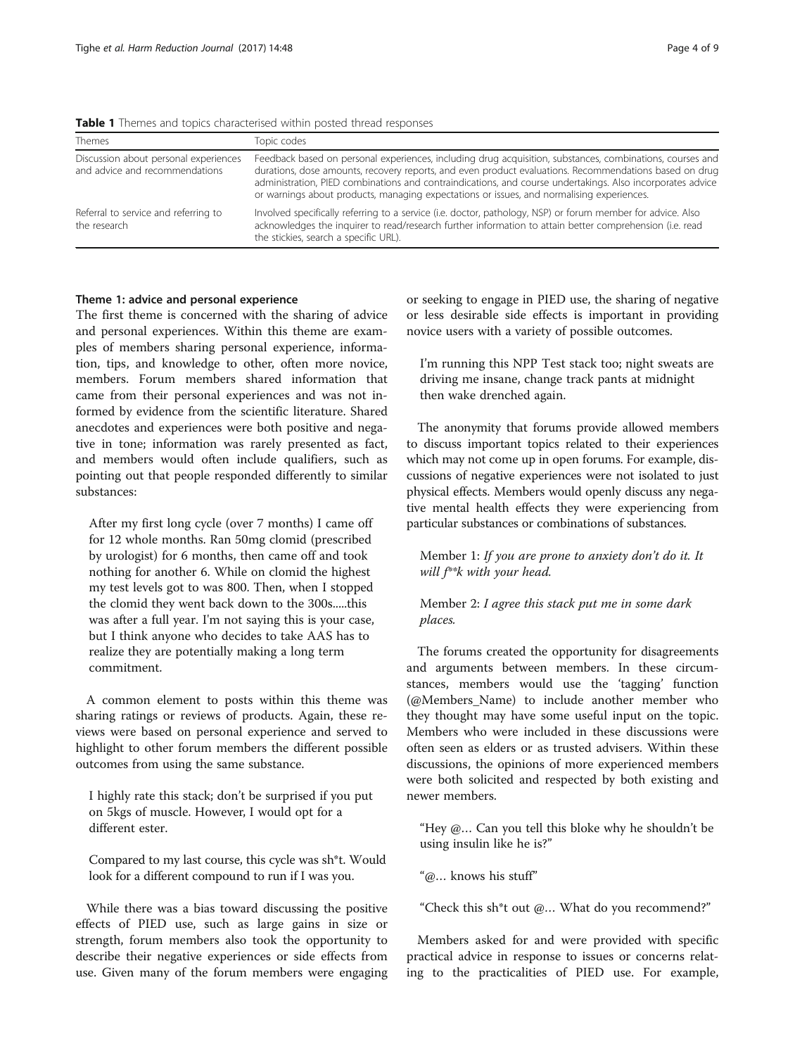**Table 1** Themes and topics characterised within posted thread responses

| Themes | Topic codes |
| --- | --- |
| Discussion about personal experiences and advice and recommendations | Feedback based on personal experiences, including drug acquisition, substances, combinations, courses and durations, dose amounts, recovery reports, and even product evaluations. Recommendations based on drug administration, PIED combinations and contraindications, and course undertakings. Also incorporates advice or warnings about products, managing expectations or issues, and normalising experiences. |
| Referral to service and referring to the research | Involved specifically referring to a service (i.e. doctor, pathology, NSP) or forum member for advice. Also acknowledges the inquirer to read/research further information to attain better comprehension (i.e. read the stickies, search a specific URL). |

### Theme 1: advice and personal experience

The first theme is concerned with the sharing of advice and personal experiences. Within this theme are examples of members sharing personal experience, information, tips, and knowledge to other, often more novice, members. Forum members shared information that came from their personal experiences and was not informed by evidence from the scientific literature. Shared anecdotes and experiences were both positive and negative in tone; information was rarely presented as fact, and members would often include qualifiers, such as pointing out that people responded differently to similar substances:

> After my first long cycle (over 7 months) I came off for 12 whole months. Ran 50mg clomid (prescribed by urologist) for 6 months, then came off and took nothing for another 6. While on clomid the highest my test levels got to was 800. Then, when I stopped the clomid they went back down to the 300s.....this was after a full year. I'm not saying this is your case, but I think anyone who decides to take AAS has to realize they are potentially making a long term commitment.

A common element to posts within this theme was sharing ratings or reviews of products. Again, these reviews were based on personal experience and served to highlight to other forum members the different possible outcomes from using the same substance.

> I highly rate this stack; don't be surprised if you put on 5kgs of muscle. However, I would opt for a different ester.

> Compared to my last course, this cycle was sh*t. Would look for a different compound to run if I was you.

While there was a bias toward discussing the positive effects of PIED use, such as large gains in size or strength, forum members also took the opportunity to describe their negative experiences or side effects from use. Given many of the forum members were engaging or seeking to engage in PIED use, the sharing of negative or less desirable side effects is important in providing novice users with a variety of possible outcomes.

> I'm running this NPP Test stack too; night sweats are driving me insane, change track pants at midnight then wake drenched again.

The anonymity that forums provide allowed members to discuss important topics related to their experiences which may not come up in open forums. For example, discussions of negative experiences were not isolated to just physical effects. Members would openly discuss any negative mental health effects they were experiencing from particular substances or combinations of substances.

> Member 1: *If you are prone to anxiety don't do it. It will f**k with your head.*

> Member 2: *I agree this stack put me in some dark places.*

The forums created the opportunity for disagreements and arguments between members. In these circumstances, members would use the 'tagging' function (@Members_Name) to include another member who they thought may have some useful input on the topic. Members who were included in these discussions were often seen as elders or as trusted advisers. Within these discussions, the opinions of more experienced members were both solicited and respected by both existing and newer members.

> "Hey @… Can you tell this bloke why he shouldn't be using insulin like he is?"

> "@… knows his stuff"

> "Check this sh*t out @… What do you recommend?"

Members asked for and were provided with specific practical advice in response to issues or concerns relating to the practicalities of PIED use. For example,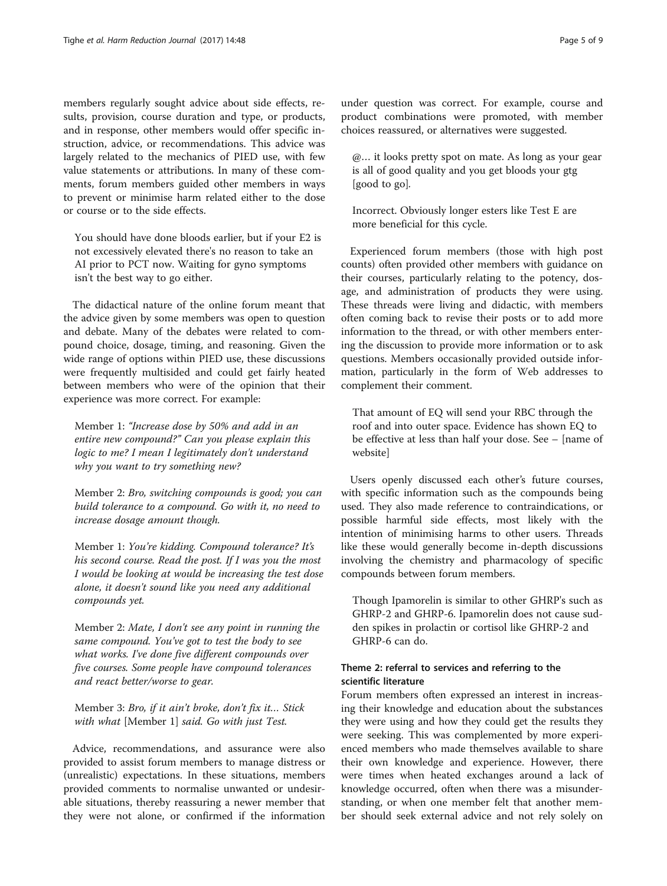members regularly sought advice about side effects, results, provision, course duration and type, or products, and in response, other members would offer specific instruction, advice, or recommendations. This advice was largely related to the mechanics of PIED use, with few value statements or attributions. In many of these comments, forum members guided other members in ways to prevent or minimise harm related either to the dose or course or to the side effects.

> You should have done bloods earlier, but if your E2 is not excessively elevated there's no reason to take an AI prior to PCT now. Waiting for gyno symptoms isn't the best way to go either.

The didactical nature of the online forum meant that the advice given by some members was open to question and debate. Many of the debates were related to compound choice, dosage, timing, and reasoning. Given the wide range of options within PIED use, these discussions were frequently multisided and could get fairly heated between members who were of the opinion that their experience was more correct. For example:

> Member 1: *"Increase dose by 50% and add in an entire new compound?" Can you please explain this logic to me? I mean I legitimately don't understand why you want to try something new?*
>
> Member 2: *Bro, switching compounds is good; you can build tolerance to a compound. Go with it, no need to increase dosage amount though.*
>
> Member 1: *You're kidding. Compound tolerance? It's his second course. Read the post. If I was you the most I would be looking at would be increasing the test dose alone, it doesn't sound like you need any additional compounds yet.*
>
> Member 2: *Mate, I don't see any point in running the same compound. You've got to test the body to see what works. I've done five different compounds over five courses. Some people have compound tolerances and react better/worse to gear.*
>
> Member 3: *Bro, if it ain't broke, don't fix it… Stick with what* [Member 1] *said. Go with just Test.*

Advice, recommendations, and assurance were also provided to assist forum members to manage distress or (unrealistic) expectations. In these situations, members provided comments to normalise unwanted or undesirable situations, thereby reassuring a newer member that they were not alone, or confirmed if the information under question was correct. For example, course and product combinations were promoted, with member choices reassured, or alternatives were suggested.

> @… it looks pretty spot on mate. As long as your gear is all of good quality and you get bloods your gtg [good to go].

> Incorrect. Obviously longer esters like Test E are more beneficial for this cycle.

Experienced forum members (those with high post counts) often provided other members with guidance on their courses, particularly relating to the potency, dosage, and administration of products they were using. These threads were living and didactic, with members often coming back to revise their posts or to add more information to the thread, or with other members entering the discussion to provide more information or to ask questions. Members occasionally provided outside information, particularly in the form of Web addresses to complement their comment.

> That amount of EQ will send your RBC through the roof and into outer space. Evidence has shown EQ to be effective at less than half your dose. See – [name of website]

Users openly discussed each other's future courses, with specific information such as the compounds being used. They also made reference to contraindications, or possible harmful side effects, most likely with the intention of minimising harms to other users. Threads like these would generally become in-depth discussions involving the chemistry and pharmacology of specific compounds between forum members.

> Though Ipamorelin is similar to other GHRP's such as GHRP-2 and GHRP-6. Ipamorelin does not cause sudden spikes in prolactin or cortisol like GHRP-2 and GHRP-6 can do.

### Theme 2: referral to services and referring to the scientific literature

Forum members often expressed an interest in increasing their knowledge and education about the substances they were using and how they could get the results they were seeking. This was complemented by more experienced members who made themselves available to share their own knowledge and experience. However, there were times when heated exchanges around a lack of knowledge occurred, often when there was a misunderstanding, or when one member felt that another member should seek external advice and not rely solely on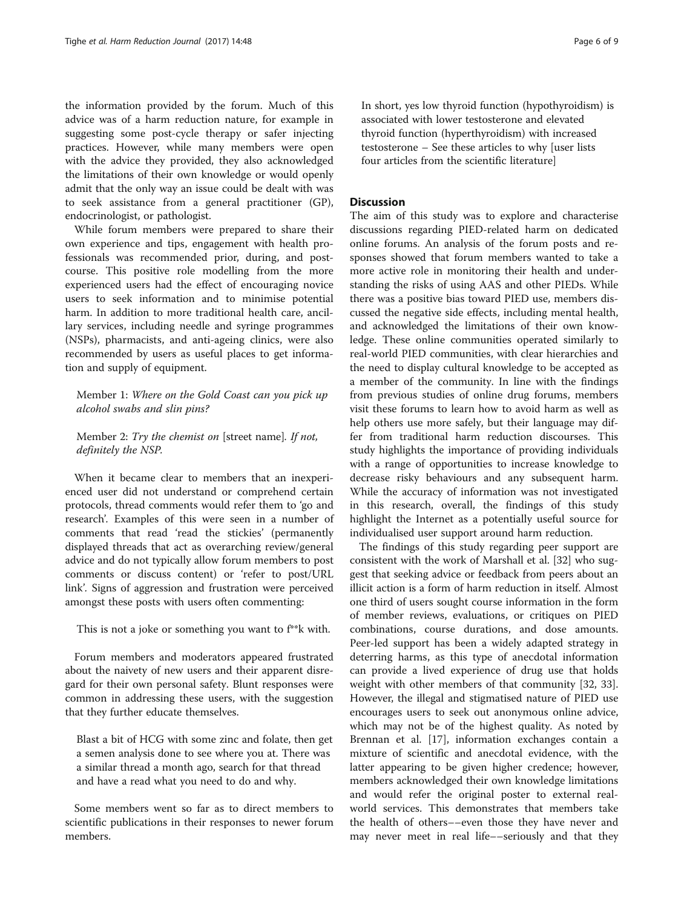the information provided by the forum. Much of this advice was of a harm reduction nature, for example in suggesting some post-cycle therapy or safer injecting practices. However, while many members were open with the advice they provided, they also acknowledged the limitations of their own knowledge or would openly admit that the only way an issue could be dealt with was to seek assistance from a general practitioner (GP), endocrinologist, or pathologist.

While forum members were prepared to share their own experience and tips, engagement with health professionals was recommended prior, during, and post-course. This positive role modelling from the more experienced users had the effect of encouraging novice users to seek information and to minimise potential harm. In addition to more traditional health care, ancillary services, including needle and syringe programmes (NSPs), pharmacists, and anti-ageing clinics, were also recommended by users as useful places to get information and supply of equipment.

> Member 1: *Where on the Gold Coast can you pick up alcohol swabs and slin pins?*
>
> Member 2: *Try the chemist on* [street name]. *If not, definitely the NSP.*

When it became clear to members that an inexperienced user did not understand or comprehend certain protocols, thread comments would refer them to 'go and research'. Examples of this were seen in a number of comments that read 'read the stickies' (permanently displayed threads that act as overarching review/general advice and do not typically allow forum members to post comments or discuss content) or 'refer to post/URL link'. Signs of aggression and frustration were perceived amongst these posts with users often commenting:

> This is not a joke or something you want to f**k with.

Forum members and moderators appeared frustrated about the naivety of new users and their apparent disregard for their own personal safety. Blunt responses were common in addressing these users, with the suggestion that they further educate themselves.

> Blast a bit of HCG with some zinc and folate, then get a semen analysis done to see where you at. There was a similar thread a month ago, search for that thread and have a read what you need to do and why.

Some members went so far as to direct members to scientific publications in their responses to newer forum members.

> In short, yes low thyroid function (hypothyroidism) is associated with lower testosterone and elevated thyroid function (hyperthyroidism) with increased testosterone – See these articles to why [user lists four articles from the scientific literature]

## Discussion

The aim of this study was to explore and characterise discussions regarding PIED-related harm on dedicated online forums. An analysis of the forum posts and responses showed that forum members wanted to take a more active role in monitoring their health and understanding the risks of using AAS and other PIEDs. While there was a positive bias toward PIED use, members discussed the negative side effects, including mental health, and acknowledged the limitations of their own knowledge. These online communities operated similarly to real-world PIED communities, with clear hierarchies and the need to display cultural knowledge to be accepted as a member of the community. In line with the findings from previous studies of online drug forums, members visit these forums to learn how to avoid harm as well as help others use more safely, but their language may differ from traditional harm reduction discourses. This study highlights the importance of providing individuals with a range of opportunities to increase knowledge to decrease risky behaviours and any subsequent harm. While the accuracy of information was not investigated in this research, overall, the findings of this study highlight the Internet as a potentially useful source for individualised user support around harm reduction.

The findings of this study regarding peer support are consistent with the work of Marshall et al. [32] who suggest that seeking advice or feedback from peers about an illicit action is a form of harm reduction in itself. Almost one third of users sought course information in the form of member reviews, evaluations, or critiques on PIED combinations, course durations, and dose amounts. Peer-led support has been a widely adapted strategy in deterring harms, as this type of anecdotal information can provide a lived experience of drug use that holds weight with other members of that community [32, 33]. However, the illegal and stigmatised nature of PIED use encourages users to seek out anonymous online advice, which may not be of the highest quality. As noted by Brennan et al. [17], information exchanges contain a mixture of scientific and anecdotal evidence, with the latter appearing to be given higher credence; however, members acknowledged their own knowledge limitations and would refer the original poster to external real-world services. This demonstrates that members take the health of others––even those they have never and may never meet in real life––seriously and that they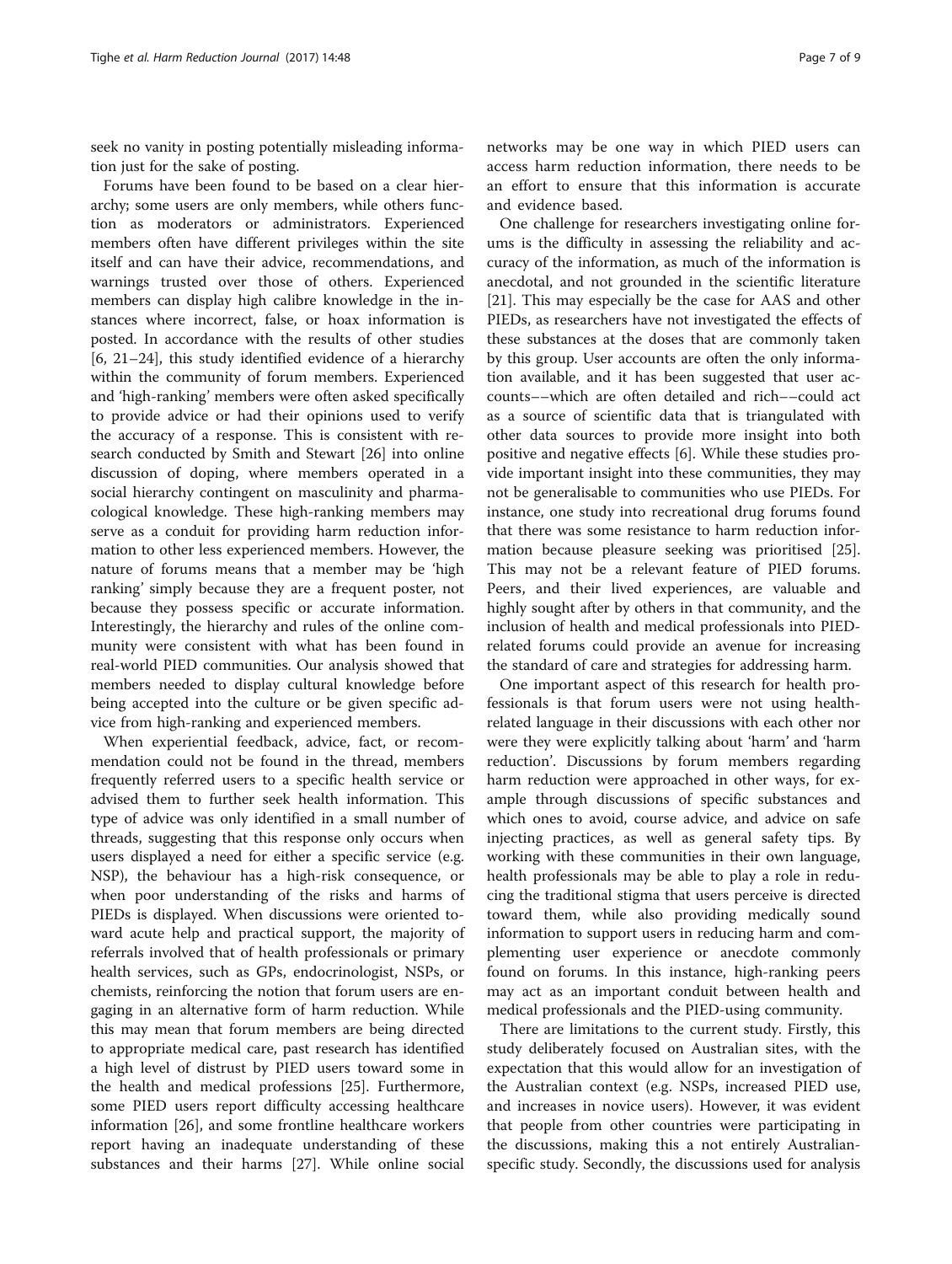seek no vanity in posting potentially misleading information just for the sake of posting.

Forums have been found to be based on a clear hierarchy; some users are only members, while others function as moderators or administrators. Experienced members often have different privileges within the site itself and can have their advice, recommendations, and warnings trusted over those of others. Experienced members can display high calibre knowledge in the instances where incorrect, false, or hoax information is posted. In accordance with the results of other studies [6, 21–24], this study identified evidence of a hierarchy within the community of forum members. Experienced and 'high-ranking' members were often asked specifically to provide advice or had their opinions used to verify the accuracy of a response. This is consistent with research conducted by Smith and Stewart [26] into online discussion of doping, where members operated in a social hierarchy contingent on masculinity and pharmacological knowledge. These high-ranking members may serve as a conduit for providing harm reduction information to other less experienced members. However, the nature of forums means that a member may be 'high ranking' simply because they are a frequent poster, not because they possess specific or accurate information. Interestingly, the hierarchy and rules of the online community were consistent with what has been found in real-world PIED communities. Our analysis showed that members needed to display cultural knowledge before being accepted into the culture or be given specific advice from high-ranking and experienced members.

When experiential feedback, advice, fact, or recommendation could not be found in the thread, members frequently referred users to a specific health service or advised them to further seek health information. This type of advice was only identified in a small number of threads, suggesting that this response only occurs when users displayed a need for either a specific service (e.g. NSP), the behaviour has a high-risk consequence, or when poor understanding of the risks and harms of PIEDs is displayed. When discussions were oriented toward acute help and practical support, the majority of referrals involved that of health professionals or primary health services, such as GPs, endocrinologist, NSPs, or chemists, reinforcing the notion that forum users are engaging in an alternative form of harm reduction. While this may mean that forum members are being directed to appropriate medical care, past research has identified a high level of distrust by PIED users toward some in the health and medical professions [25]. Furthermore, some PIED users report difficulty accessing healthcare information [26], and some frontline healthcare workers report having an inadequate understanding of these substances and their harms [27]. While online social networks may be one way in which PIED users can access harm reduction information, there needs to be an effort to ensure that this information is accurate and evidence based.

One challenge for researchers investigating online forums is the difficulty in assessing the reliability and accuracy of the information, as much of the information is anecdotal, and not grounded in the scientific literature [21]. This may especially be the case for AAS and other PIEDs, as researchers have not investigated the effects of these substances at the doses that are commonly taken by this group. User accounts are often the only information available, and it has been suggested that user accounts––which are often detailed and rich––could act as a source of scientific data that is triangulated with other data sources to provide more insight into both positive and negative effects [6]. While these studies provide important insight into these communities, they may not be generalisable to communities who use PIEDs. For instance, one study into recreational drug forums found that there was some resistance to harm reduction information because pleasure seeking was prioritised [25]. This may not be a relevant feature of PIED forums. Peers, and their lived experiences, are valuable and highly sought after by others in that community, and the inclusion of health and medical professionals into PIED-related forums could provide an avenue for increasing the standard of care and strategies for addressing harm.

One important aspect of this research for health professionals is that forum users were not using health-related language in their discussions with each other nor were they were explicitly talking about 'harm' and 'harm reduction'. Discussions by forum members regarding harm reduction were approached in other ways, for example through discussions of specific substances and which ones to avoid, course advice, and advice on safe injecting practices, as well as general safety tips. By working with these communities in their own language, health professionals may be able to play a role in reducing the traditional stigma that users perceive is directed toward them, while also providing medically sound information to support users in reducing harm and complementing user experience or anecdote commonly found on forums. In this instance, high-ranking peers may act as an important conduit between health and medical professionals and the PIED-using community.

There are limitations to the current study. Firstly, this study deliberately focused on Australian sites, with the expectation that this would allow for an investigation of the Australian context (e.g. NSPs, increased PIED use, and increases in novice users). However, it was evident that people from other countries were participating in the discussions, making this a not entirely Australian-specific study. Secondly, the discussions used for analysis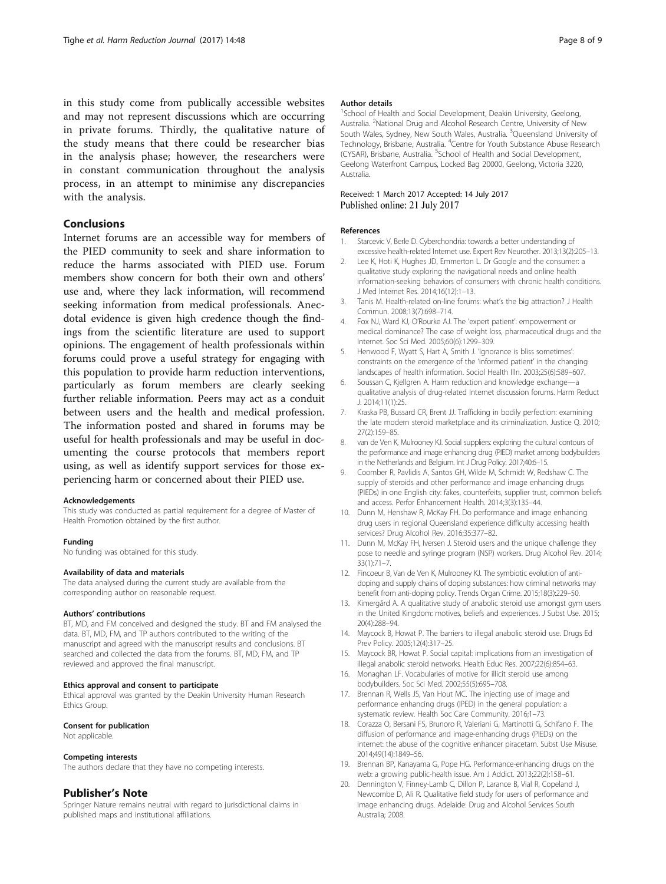in this study come from publically accessible websites and may not represent discussions which are occurring in private forums. Thirdly, the qualitative nature of the study means that there could be researcher bias in the analysis phase; however, the researchers were in constant communication throughout the analysis process, in an attempt to minimise any discrepancies with the analysis.

## Conclusions

Internet forums are an accessible way for members of the PIED community to seek and share information to reduce the harms associated with PIED use. Forum members show concern for both their own and others' use and, where they lack information, will recommend seeking information from medical professionals. Anecdotal evidence is given high credence though the findings from the scientific literature are used to support opinions. The engagement of health professionals within forums could prove a useful strategy for engaging with this population to provide harm reduction interventions, particularly as forum members are clearly seeking further reliable information. Peers may act as a conduit between users and the health and medical profession. The information posted and shared in forums may be useful for health professionals and may be useful in documenting the course protocols that members report using, as well as identify support services for those experiencing harm or concerned about their PIED use.

#### Acknowledgements

This study was conducted as partial requirement for a degree of Master of Health Promotion obtained by the first author.

#### Funding

No funding was obtained for this study.

#### Availability of data and materials

The data analysed during the current study are available from the corresponding author on reasonable request.

#### Authors' contributions

BT, MD, and FM conceived and designed the study. BT and FM analysed the data. BT, MD, FM, and TP authors contributed to the writing of the manuscript and agreed with the manuscript results and conclusions. BT searched and collected the data from the forums. BT, MD, FM, and TP reviewed and approved the final manuscript.

#### Ethics approval and consent to participate

Ethical approval was granted by the Deakin University Human Research Ethics Group.

#### Consent for publication

Not applicable.

#### Competing interests

The authors declare that they have no competing interests.

## Publisher's Note

Springer Nature remains neutral with regard to jurisdictional claims in published maps and institutional affiliations.

#### Author details

[1]School of Health and Social Development, Deakin University, Geelong, Australia. [2]National Drug and Alcohol Research Centre, University of New South Wales, Sydney, New South Wales, Australia. [3]Queensland University of Technology, Brisbane, Australia. [4]Centre for Youth Substance Abuse Research (CYSAR), Brisbane, Australia. [5]School of Health and Social Development, Geelong Waterfront Campus, Locked Bag 20000, Geelong, Victoria 3220, Australia.

Received: 1 March 2017 Accepted: 14 July 2017
Published online: 21 July 2017

#### References

1. Starcevic V, Berle D. Cyberchondria: towards a better understanding of excessive health-related Internet use. Expert Rev Neurother. 2013;13(2):205–13.
2. Lee K, Hoti K, Hughes JD, Emmerton L. Dr Google and the consumer: a qualitative study exploring the navigational needs and online health information-seeking behaviors of consumers with chronic health conditions. J Med Internet Res. 2014;16(12):1–13.
3. Tanis M. Health-related on-line forums: what's the big attraction? J Health Commun. 2008;13(7):698–714.
4. Fox NJ, Ward KJ, O'Rourke AJ. The 'expert patient': empowerment or medical dominance? The case of weight loss, pharmaceutical drugs and the Internet. Soc Sci Med. 2005;60(6):1299–309.
5. Henwood F, Wyatt S, Hart A, Smith J. 'Ignorance is bliss sometimes': constraints on the emergence of the 'informed patient' in the changing landscapes of health information. Sociol Health Illn. 2003;25(6):589–607.
6. Soussan C, Kjellgren A. Harm reduction and knowledge exchange—a qualitative analysis of drug-related Internet discussion forums. Harm Reduct J. 2014;11(1):25.
7. Kraska PB, Bussard CR, Brent JJ. Trafficking in bodily perfection: examining the late modern steroid marketplace and its criminalization. Justice Q. 2010; 27(2):159–85.
8. van de Ven K, Mulrooney KJ. Social suppliers: exploring the cultural contours of the performance and image enhancing drug (PIED) market among bodybuilders in the Netherlands and Belgium. Int J Drug Policy. 2017;40:6–15.
9. Coomber R, Pavlidis A, Santos GH, Wilde M, Schmidt W, Redshaw C. The supply of steroids and other performance and image enhancing drugs (PIEDs) in one English city: fakes, counterfeits, supplier trust, common beliefs and access. Perfor Enhancement Health. 2014;3(3):135–44.
10. Dunn M, Henshaw R, McKay FH. Do performance and image enhancing drug users in regional Queensland experience difficulty accessing health services? Drug Alcohol Rev. 2016;35:377–82.
11. Dunn M, McKay FH, Iversen J. Steroid users and the unique challenge they pose to needle and syringe program (NSP) workers. Drug Alcohol Rev. 2014; 33(1):71–7.
12. Fincoeur B, Van de Ven K, Mulrooney KJ. The symbiotic evolution of anti-doping and supply chains of doping substances: how criminal networks may benefit from anti-doping policy. Trends Organ Crime. 2015;18(3):229–50.
13. Kimergård A. A qualitative study of anabolic steroid use amongst gym users in the United Kingdom: motives, beliefs and experiences. J Subst Use. 2015; 20(4):288–94.
14. Maycock B, Howat P. The barriers to illegal anabolic steroid use. Drugs Ed Prev Policy. 2005;12(4):317–25.
15. Maycock BR, Howat P. Social capital: implications from an investigation of illegal anabolic steroid networks. Health Educ Res. 2007;22(6):854–63.
16. Monaghan LF. Vocabularies of motive for illicit steroid use among bodybuilders. Soc Sci Med. 2002;55(5):695–708.
17. Brennan R, Wells JS, Van Hout MC. The injecting use of image and performance enhancing drugs (IPED) in the general population: a systematic review. Health Soc Care Community. 2016;1–73.
18. Corazza O, Bersani FS, Brunoro R, Valeriani G, Martinotti G, Schifano F. The diffusion of performance and image-enhancing drugs (PIEDs) on the internet: the abuse of the cognitive enhancer piracetam. Subst Use Misuse. 2014;49(14):1849–56.
19. Brennan BP, Kanayama G, Pope HG. Performance-enhancing drugs on the web: a growing public-health issue. Am J Addict. 2013;22(2):158–61.
20. Dennington V, Finney-Lamb C, Dillon P, Larance B, Vial R, Copeland J, Newcombe D, Ali R. Qualitative field study for users of performance and image enhancing drugs. Adelaide: Drug and Alcohol Services South Australia; 2008.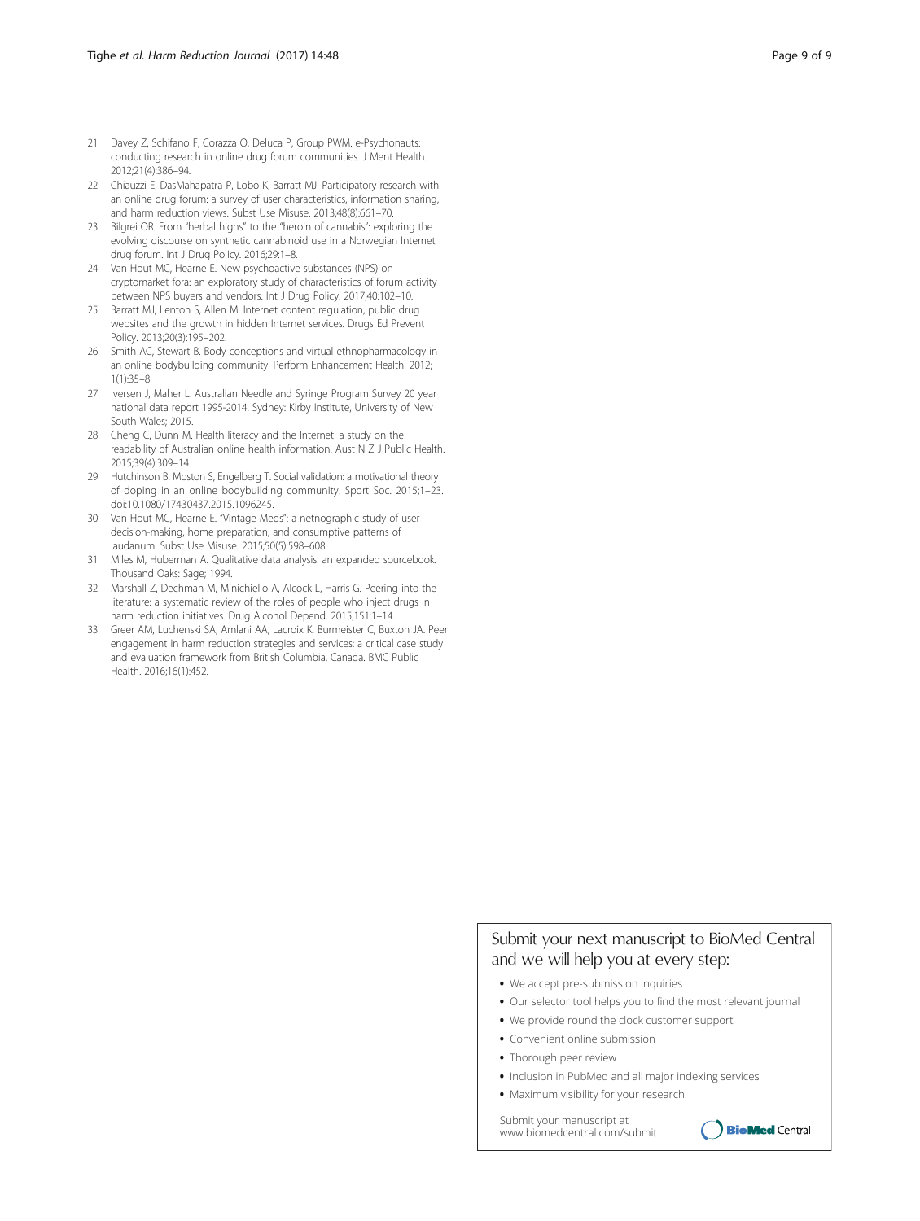21. Davey Z, Schifano F, Corazza O, Deluca P, Group PWM. e-Psychonauts: conducting research in online drug forum communities. J Ment Health. 2012;21(4):386–94.
22. Chiauzzi E, DasMahapatra P, Lobo K, Barratt MJ. Participatory research with an online drug forum: a survey of user characteristics, information sharing, and harm reduction views. Subst Use Misuse. 2013;48(8):661–70.
23. Bilgrei OR. From "herbal highs" to the "heroin of cannabis": exploring the evolving discourse on synthetic cannabinoid use in a Norwegian Internet drug forum. Int J Drug Policy. 2016;29:1–8.
24. Van Hout MC, Hearne E. New psychoactive substances (NPS) on cryptomarket fora: an exploratory study of characteristics of forum activity between NPS buyers and vendors. Int J Drug Policy. 2017;40:102–10.
25. Barratt MJ, Lenton S, Allen M. Internet content regulation, public drug websites and the growth in hidden Internet services. Drugs Ed Prevent Policy. 2013;20(3):195–202.
26. Smith AC, Stewart B. Body conceptions and virtual ethnopharmacology in an online bodybuilding community. Perform Enhancement Health. 2012; 1(1):35–8.
27. Iversen J, Maher L. Australian Needle and Syringe Program Survey 20 year national data report 1995-2014. Sydney: Kirby Institute, University of New South Wales; 2015.
28. Cheng C, Dunn M. Health literacy and the Internet: a study on the readability of Australian online health information. Aust N Z J Public Health. 2015;39(4):309–14.
29. Hutchinson B, Moston S, Engelberg T. Social validation: a motivational theory of doping in an online bodybuilding community. Sport Soc. 2015;1–23. doi:10.1080/17430437.2015.1096245.
30. Van Hout MC, Hearne E. "Vintage Meds": a netnographic study of user decision-making, home preparation, and consumptive patterns of laudanum. Subst Use Misuse. 2015;50(5):598–608.
31. Miles M, Huberman A. Qualitative data analysis: an expanded sourcebook. Thousand Oaks: Sage; 1994.
32. Marshall Z, Dechman M, Minichiello A, Alcock L, Harris G. Peering into the literature: a systematic review of the roles of people who inject drugs in harm reduction initiatives. Drug Alcohol Depend. 2015;151:1–14.
33. Greer AM, Luchenski SA, Amlani AA, Lacroix K, Burmeister C, Buxton JA. Peer engagement in harm reduction strategies and services: a critical case study and evaluation framework from British Columbia, Canada. BMC Public Health. 2016;16(1):452.

Submit your next manuscript to BioMed Central and we will help you at every step:

- We accept pre-submission inquiries
- Our selector tool helps you to find the most relevant journal
- We provide round the clock customer support
- Convenient online submission
- Thorough peer review
- Inclusion in PubMed and all major indexing services
- Maximum visibility for your research

Submit your manuscript at www.biomedcentral.com/submit

BioMed Central